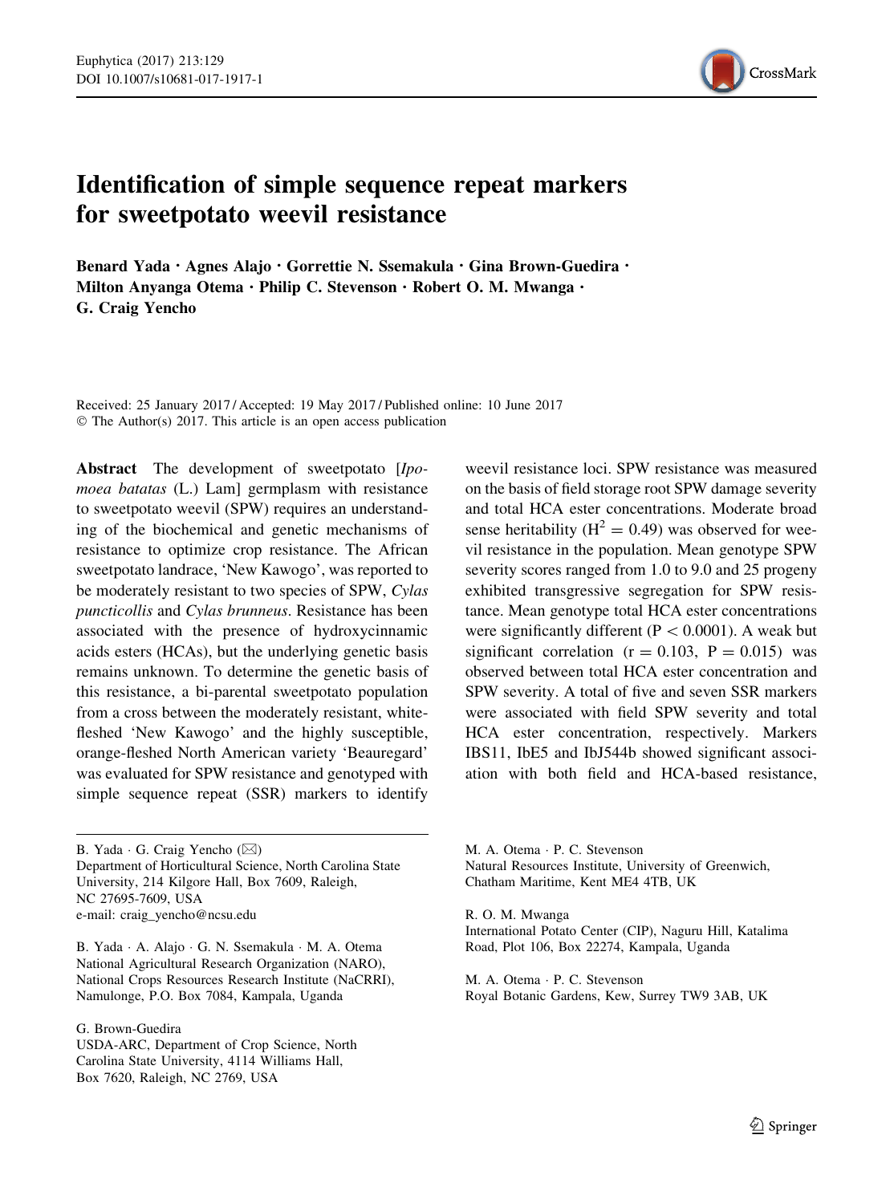# Identification of simple sequence repeat markers for sweetpotato weevil resistance

**Benard Yada · Agnes Alajo · Gorrettie N. Ssemakula · Gina Brown-Guedira · Milton Anyanga Otema · Philip C. Stevenson · Robert O. M. Mwanga · G. Craig Yencho**

Received: 25 January 2017 / Accepted: 19 May 2017 / Published online: 10 June 2017
© The Author(s) 2017. This article is an open access publication

**Abstract** The development of sweetpotato [*Ipomoea batatas* (L.) Lam] germplasm with resistance to sweetpotato weevil (SPW) requires an understanding of the biochemical and genetic mechanisms of resistance to optimize crop resistance. The African sweetpotato landrace, 'New Kawogo', was reported to be moderately resistant to two species of SPW, *Cylas puncticollis* and *Cylas brunneus*. Resistance has been associated with the presence of hydroxycinnamic acids esters (HCAs), but the underlying genetic basis remains unknown. To determine the genetic basis of this resistance, a bi-parental sweetpotato population from a cross between the moderately resistant, white-fleshed 'New Kawogo' and the highly susceptible, orange-fleshed North American variety 'Beauregard' was evaluated for SPW resistance and genotyped with simple sequence repeat (SSR) markers to identify weevil resistance loci. SPW resistance was measured on the basis of field storage root SPW damage severity and total HCA ester concentrations. Moderate broad sense heritability ($H^2 = 0.49$) was observed for weevil resistance in the population. Mean genotype SPW severity scores ranged from 1.0 to 9.0 and 25 progeny exhibited transgressive segregation for SPW resistance. Mean genotype total HCA ester concentrations were significantly different ($P < 0.0001$). A weak but significant correlation ($r = 0.103$, $P = 0.015$) was observed between total HCA ester concentration and SPW severity. A total of five and seven SSR markers were associated with field SPW severity and total HCA ester concentration, respectively. Markers IBS11, IbE5 and IbJ544b showed significant association with both field and HCA-based resistance,

B. Yada · G. Craig Yencho (✉)
Department of Horticultural Science, North Carolina State University, 214 Kilgore Hall, Box 7609, Raleigh, NC 27695-7609, USA
e-mail: craig_yencho@ncsu.edu

B. Yada · A. Alajo · G. N. Ssemakula · M. A. Otema
National Agricultural Research Organization (NARO), National Crops Resources Research Institute (NaCRRI), Namulonge, P.O. Box 7084, Kampala, Uganda

G. Brown-Guedira
USDA-ARC, Department of Crop Science, North Carolina State University, 4114 Williams Hall, Box 7620, Raleigh, NC 2769, USA

M. A. Otema · P. C. Stevenson
Natural Resources Institute, University of Greenwich, Chatham Maritime, Kent ME4 4TB, UK

R. O. M. Mwanga
International Potato Center (CIP), Naguru Hill, Katalima Road, Plot 106, Box 22274, Kampala, Uganda

M. A. Otema · P. C. Stevenson
Royal Botanic Gardens, Kew, Surrey TW9 3AB, UK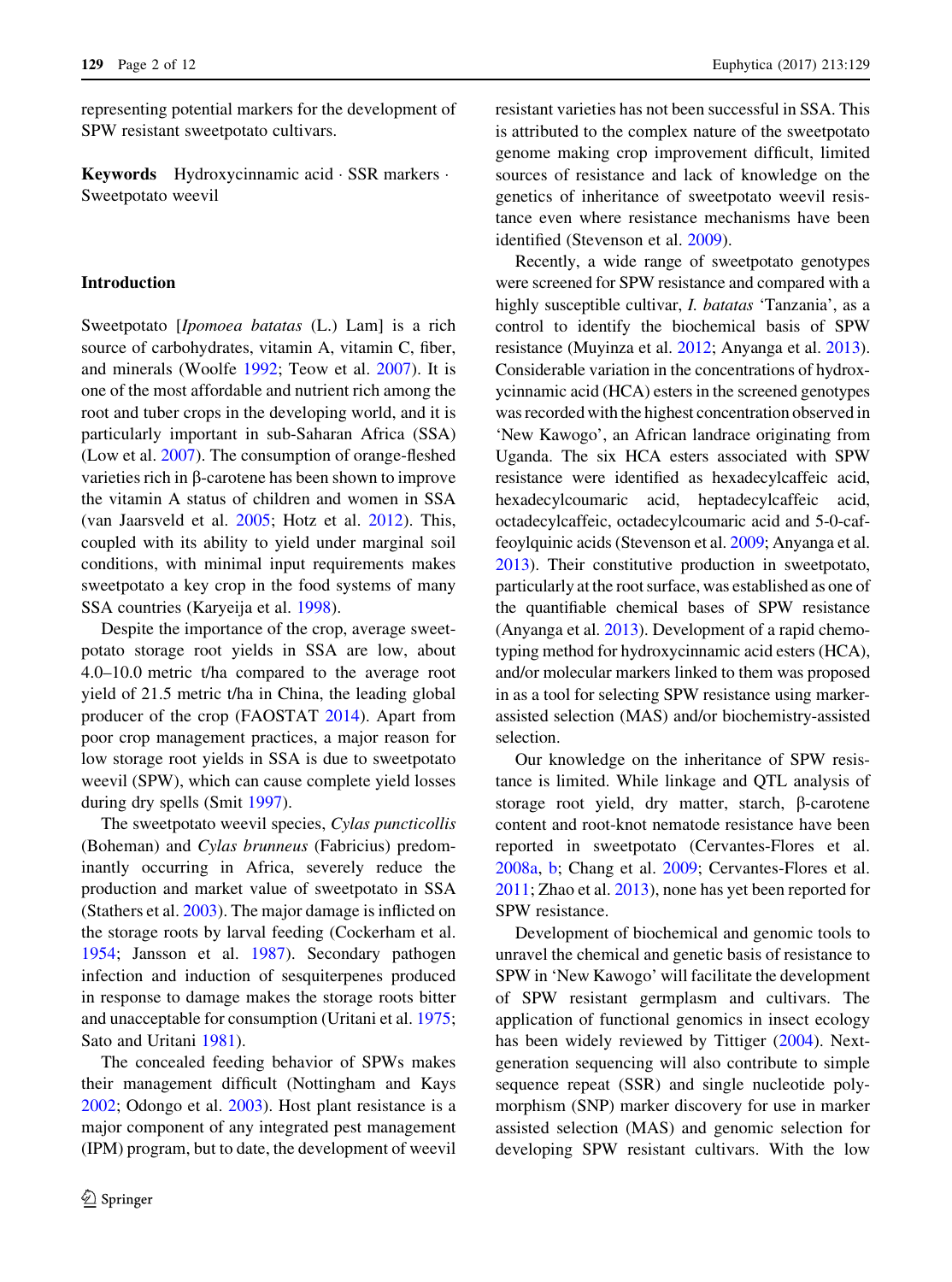representing potential markers for the development of SPW resistant sweetpotato cultivars.

**Keywords** Hydroxycinnamic acid · SSR markers · Sweetpotato weevil

## Introduction

Sweetpotato [*Ipomoea batatas* (L.) Lam] is a rich source of carbohydrates, vitamin A, vitamin C, fiber, and minerals (Woolfe 1992; Teow et al. 2007). It is one of the most affordable and nutrient rich among the root and tuber crops in the developing world, and it is particularly important in sub-Saharan Africa (SSA) (Low et al. 2007). The consumption of orange-fleshed varieties rich in β-carotene has been shown to improve the vitamin A status of children and women in SSA (van Jaarsveld et al. 2005; Hotz et al. 2012). This, coupled with its ability to yield under marginal soil conditions, with minimal input requirements makes sweetpotato a key crop in the food systems of many SSA countries (Karyeija et al. 1998).

Despite the importance of the crop, average sweetpotato storage root yields in SSA are low, about 4.0–10.0 metric t/ha compared to the average root yield of 21.5 metric t/ha in China, the leading global producer of the crop (FAOSTAT 2014). Apart from poor crop management practices, a major reason for low storage root yields in SSA is due to sweetpotato weevil (SPW), which can cause complete yield losses during dry spells (Smit 1997).

The sweetpotato weevil species, *Cylas puncticollis* (Boheman) and *Cylas brunneus* (Fabricius) predominantly occurring in Africa, severely reduce the production and market value of sweetpotato in SSA (Stathers et al. 2003). The major damage is inflicted on the storage roots by larval feeding (Cockerham et al. 1954; Jansson et al. 1987). Secondary pathogen infection and induction of sesquiterpenes produced in response to damage makes the storage roots bitter and unacceptable for consumption (Uritani et al. 1975; Sato and Uritani 1981).

The concealed feeding behavior of SPWs makes their management difficult (Nottingham and Kays 2002; Odongo et al. 2003). Host plant resistance is a major component of any integrated pest management (IPM) program, but to date, the development of weevil resistant varieties has not been successful in SSA. This is attributed to the complex nature of the sweetpotato genome making crop improvement difficult, limited sources of resistance and lack of knowledge on the genetics of inheritance of sweetpotato weevil resistance even where resistance mechanisms have been identified (Stevenson et al. 2009).

Recently, a wide range of sweetpotato genotypes were screened for SPW resistance and compared with a highly susceptible cultivar, *I. batatas* 'Tanzania', as a control to identify the biochemical basis of SPW resistance (Muyinza et al. 2012; Anyanga et al. 2013). Considerable variation in the concentrations of hydroxycinnamic acid (HCA) esters in the screened genotypes was recorded with the highest concentration observed in 'New Kawogo', an African landrace originating from Uganda. The six HCA esters associated with SPW resistance were identified as hexadecylcaffeic acid, hexadecylcoumaric acid, heptadecylcaffeic acid, octadecylcaffeic, octadecylcoumaric acid and 5-0-caffeoylquinic acids (Stevenson et al. 2009; Anyanga et al. 2013). Their constitutive production in sweetpotato, particularly at the root surface, was established as one of the quantifiable chemical bases of SPW resistance (Anyanga et al. 2013). Development of a rapid chemotyping method for hydroxycinnamic acid esters (HCA), and/or molecular markers linked to them was proposed in as a tool for selecting SPW resistance using marker-assisted selection (MAS) and/or biochemistry-assisted selection.

Our knowledge on the inheritance of SPW resistance is limited. While linkage and QTL analysis of storage root yield, dry matter, starch, β-carotene content and root-knot nematode resistance have been reported in sweetpotato (Cervantes-Flores et al. 2008a, b; Chang et al. 2009; Cervantes-Flores et al. 2011; Zhao et al. 2013), none has yet been reported for SPW resistance.

Development of biochemical and genomic tools to unravel the chemical and genetic basis of resistance to SPW in 'New Kawogo' will facilitate the development of SPW resistant germplasm and cultivars. The application of functional genomics in insect ecology has been widely reviewed by Tittiger (2004). Next-generation sequencing will also contribute to simple sequence repeat (SSR) and single nucleotide polymorphism (SNP) marker discovery for use in marker assisted selection (MAS) and genomic selection for developing SPW resistant cultivars. With the low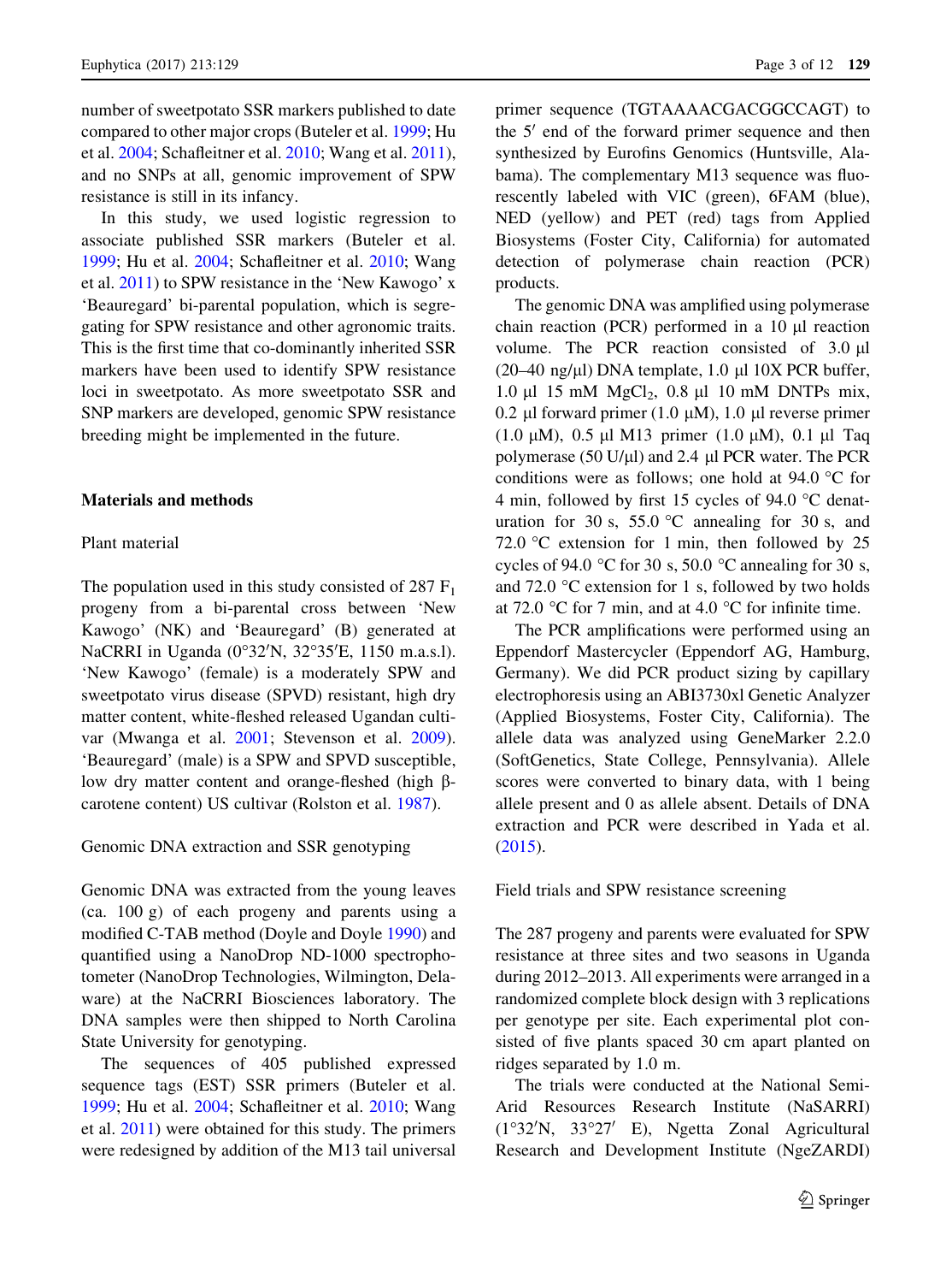number of sweetpotato SSR markers published to date compared to other major crops (Buteler et al. 1999; Hu et al. 2004; Schafleitner et al. 2010; Wang et al. 2011), and no SNPs at all, genomic improvement of SPW resistance is still in its infancy.

In this study, we used logistic regression to associate published SSR markers (Buteler et al. 1999; Hu et al. 2004; Schafleitner et al. 2010; Wang et al. 2011) to SPW resistance in the 'New Kawogo' x 'Beauregard' bi-parental population, which is segregating for SPW resistance and other agronomic traits. This is the first time that co-dominantly inherited SSR markers have been used to identify SPW resistance loci in sweetpotato. As more sweetpotato SSR and SNP markers are developed, genomic SPW resistance breeding might be implemented in the future.

## Materials and methods

### Plant material

The population used in this study consisted of 287 $F_1$ progeny from a bi-parental cross between 'New Kawogo' (NK) and 'Beauregard' (B) generated at NaCRRI in Uganda (0°32′N, 32°35′E, 1150 m.a.s.l). 'New Kawogo' (female) is a moderately SPW and sweetpotato virus disease (SPVD) resistant, high dry matter content, white-fleshed released Ugandan cultivar (Mwanga et al. 2001; Stevenson et al. 2009). 'Beauregard' (male) is a SPW and SPVD susceptible, low dry matter content and orange-fleshed (high β-carotene content) US cultivar (Rolston et al. 1987).

### Genomic DNA extraction and SSR genotyping

Genomic DNA was extracted from the young leaves (ca. 100 g) of each progeny and parents using a modified C-TAB method (Doyle and Doyle 1990) and quantified using a NanoDrop ND-1000 spectrophotometer (NanoDrop Technologies, Wilmington, Delaware) at the NaCRRI Biosciences laboratory. The DNA samples were then shipped to North Carolina State University for genotyping.

The sequences of 405 published expressed sequence tags (EST) SSR primers (Buteler et al. 1999; Hu et al. 2004; Schafleitner et al. 2010; Wang et al. 2011) were obtained for this study. The primers were redesigned by addition of the M13 tail universal primer sequence (TGTAAAACGACGGCCAGT) to the 5′ end of the forward primer sequence and then synthesized by Eurofins Genomics (Huntsville, Alabama). The complementary M13 sequence was fluorescently labeled with VIC (green), 6FAM (blue), NED (yellow) and PET (red) tags from Applied Biosystems (Foster City, California) for automated detection of polymerase chain reaction (PCR) products.

The genomic DNA was amplified using polymerase chain reaction (PCR) performed in a 10 µl reaction volume. The PCR reaction consisted of 3.0 µl (20–40 ng/µl) DNA template, 1.0 µl 10X PCR buffer, 1.0 µl 15 mM $MgCl_2$, 0.8 µl 10 mM DNTPs mix, 0.2 µl forward primer (1.0 µM), 1.0 µl reverse primer (1.0 µM), 0.5 µl M13 primer (1.0 µM), 0.1 µl Taq polymerase (50 U/µl) and 2.4 µl PCR water. The PCR conditions were as follows; one hold at 94.0 °C for 4 min, followed by first 15 cycles of 94.0 °C denaturation for 30 s, 55.0 °C annealing for 30 s, and 72.0 °C extension for 1 min, then followed by 25 cycles of 94.0 °C for 30 s, 50.0 °C annealing for 30 s, and 72.0 °C extension for 1 s, followed by two holds at 72.0 °C for 7 min, and at 4.0 °C for infinite time.

The PCR amplifications were performed using an Eppendorf Mastercycler (Eppendorf AG, Hamburg, Germany). We did PCR product sizing by capillary electrophoresis using an ABI3730xl Genetic Analyzer (Applied Biosystems, Foster City, California). The allele data was analyzed using GeneMarker 2.2.0 (SoftGenetics, State College, Pennsylvania). Allele scores were converted to binary data, with 1 being allele present and 0 as allele absent. Details of DNA extraction and PCR were described in Yada et al. (2015).

### Field trials and SPW resistance screening

The 287 progeny and parents were evaluated for SPW resistance at three sites and two seasons in Uganda during 2012–2013. All experiments were arranged in a randomized complete block design with 3 replications per genotype per site. Each experimental plot consisted of five plants spaced 30 cm apart planted on ridges separated by 1.0 m.

The trials were conducted at the National Semi-Arid Resources Research Institute (NaSARRI) (1°32′N, 33°27′ E), Ngetta Zonal Agricultural Research and Development Institute (NgeZARDI)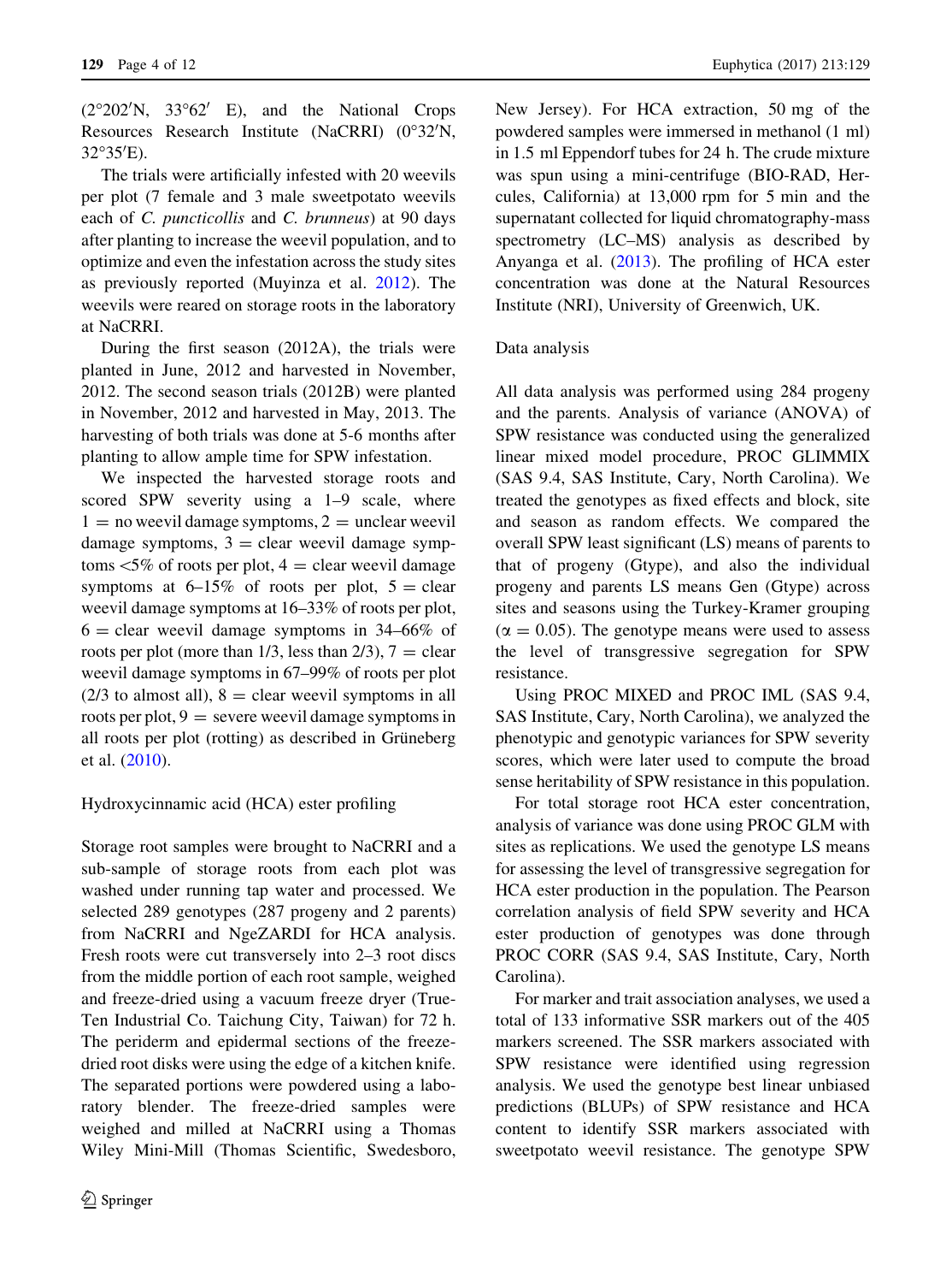(2°202′N, 33°62′ E), and the National Crops Resources Research Institute (NaCRRI) (0°32′N, 32°35′E).

The trials were artificially infested with 20 weevils per plot (7 female and 3 male sweetpotato weevils each of *C. puncticollis* and *C. brunneus*) at 90 days after planting to increase the weevil population, and to optimize and even the infestation across the study sites as previously reported (Muyinza et al. 2012). The weevils were reared on storage roots in the laboratory at NaCRRI.

During the first season (2012A), the trials were planted in June, 2012 and harvested in November, 2012. The second season trials (2012B) were planted in November, 2012 and harvested at May, 2013. The harvesting of both trials was done at 5-6 months after planting to allow ample time for SPW infestation.

We inspected the harvested storage roots and scored SPW severity using a 1–9 scale, where 1 = no weevil damage symptoms, 2 = unclear weevil damage symptoms, 3 = clear weevil damage symptoms <5% of roots per plot, 4 = clear weevil damage symptoms at 6–15% of roots per plot, 5 = clear weevil damage symptoms at 16–33% of roots per plot, 6 = clear weevil damage symptoms in 34–66% of roots per plot (more than 1/3, less than 2/3), 7 = clear weevil damage symptoms in 67–99% of roots per plot (2/3 to almost all), 8 = clear weevil symptoms in all roots per plot, 9 = severe weevil damage symptoms in all roots per plot (rotting) as described in Grüneberg et al. (2010).

## Hydroxycinnamic acid (HCA) ester profiling

Storage root samples were brought to NaCRRI and a sub-sample of storage roots from each plot was washed under running tap water and processed. We selected 289 genotypes (287 progeny and 2 parents) from NaCRRI and NgeZARDI for HCA analysis. Fresh roots were cut transversely into 2–3 root discs from the middle portion of each root sample, weighed and freeze-dried using a vacuum freeze dryer (True-Ten Industrial Co. Taichung City, Taiwan) for 72 h. The periderm and epidermal sections of the freeze-dried root disks were using the edge of a kitchen knife. The separated portions were powdered using a laboratory blender. The freeze-dried samples were weighed and milled at NaCRRI using a Thomas Wiley Mini-Mill (Thomas Scientific, Swedesboro, New Jersey). For HCA extraction, 50 mg of the powdered samples were immersed in methanol (1 ml) in 1.5 ml Eppendorf tubes for 24 h. The crude mixture was spun using a mini-centrifuge (BIO-RAD, Hercules, California) at 13,000 rpm for 5 min and the supernatant collected for liquid chromatography-mass spectrometry (LC–MS) analysis as described by Anyanga et al. (2013). The profiling of HCA ester concentration was done at the Natural Resources Institute (NRI), University of Greenwich, UK.

## Data analysis

All data analysis was performed using 284 progeny and the parents. Analysis of variance (ANOVA) of SPW resistance was conducted using the generalized linear mixed model procedure, PROC GLIMMIX (SAS 9.4, SAS Institute, Cary, North Carolina). We treated the genotypes as fixed effects and block, site and season as random effects. We compared the overall SPW least significant (LS) means of parents to that of progeny (Gtype), and also the individual progeny and parents LS means Gen (Gtype) across sites and seasons using the Turkey-Kramer grouping ($\alpha = 0.05$). The genotype means were used to assess the level of transgressive segregation for SPW resistance.

Using PROC MIXED and PROC IML (SAS 9.4, SAS Institute, Cary, North Carolina), we analyzed the phenotypic and genotypic variances for SPW severity scores, which were later used to compute the broad sense heritability of SPW resistance in this population.

For total storage root HCA ester concentration, analysis of variance was done using PROC GLM with sites as replications. We used the genotype LS means for assessing the level of transgressive segregation for HCA ester production in the population. The Pearson correlation analysis of field SPW severity and HCA ester production of genotypes was done through PROC CORR (SAS 9.4, SAS Institute, Cary, North Carolina).

For marker and trait association analyses, we used a total of 133 informative SSR markers out of the 405 markers screened. The SSR markers associated with SPW resistance were identified using regression analysis. We used the genotype best linear unbiased predictions (BLUPs) of SPW resistance and HCA content to identify SSR markers associated with sweetpotato weevil resistance. The genotype SPW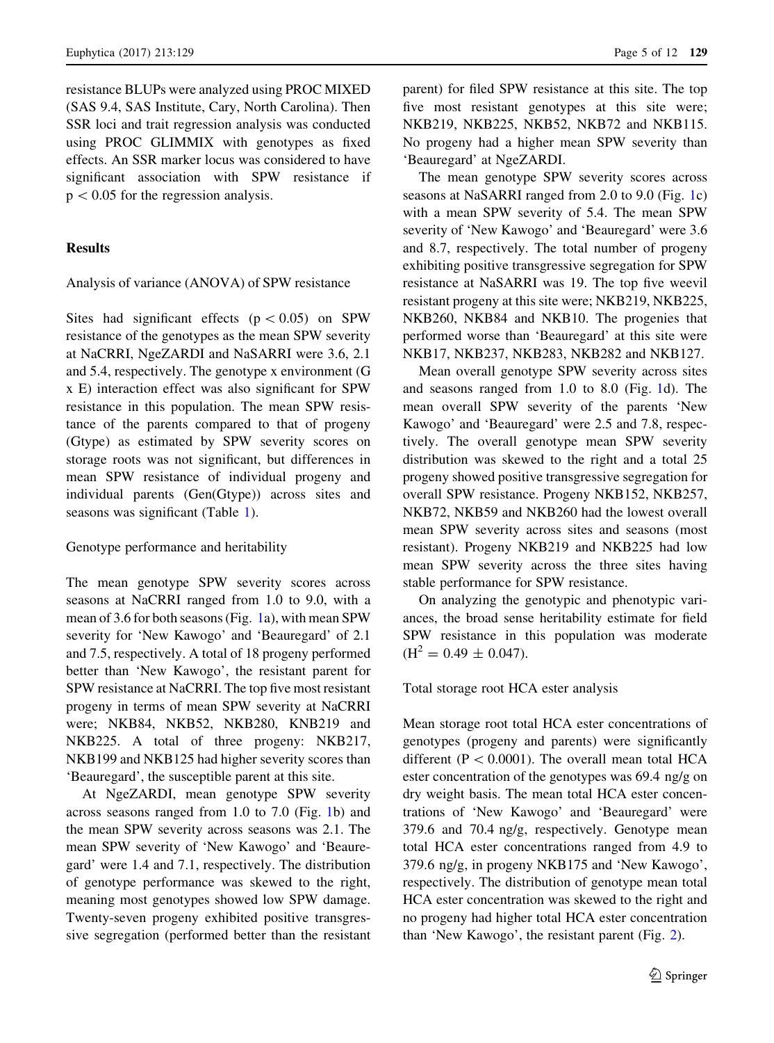resistance BLUPs were analyzed using PROC MIXED (SAS 9.4, SAS Institute, Cary, North Carolina). Then SSR loci and trait regression analysis was conducted using PROC GLIMMIX with genotypes as fixed effects. An SSR marker locus was considered to have significant association with SPW resistance if $p < 0.05$ for the regression analysis.

## Results

### Analysis of variance (ANOVA) of SPW resistance

Sites had significant effects ($p < 0.05$) on SPW resistance of the genotypes as the mean SPW severity at NaCRRI, NgeZARDI and NaSARRI were 3.6, 2.1 and 5.4, respectively. The genotype x environment (G x E) interaction effect was also significant for SPW resistance in this population. The mean SPW resistance of the parents compared to that of progeny (Gtype) as estimated by SPW severity scores on storage roots was not significant, but differences in mean SPW resistance of individual progeny and individual parents (Gen(Gtype)) across sites and seasons was significant (Table 1).

### Genotype performance and heritability

The mean genotype SPW severity scores across seasons at NaCRRI ranged from 1.0 to 9.0, with a mean of 3.6 for both seasons (Fig. 1a), with mean SPW severity for 'New Kawogo' and 'Beauregard' of 2.1 and 7.5, respectively. A total of 18 progeny performed better than 'New Kawogo', the resistant parent for SPW resistance at NaCRRI. The top five most resistant progeny in terms of mean SPW severity at NaCRRI were; NKB84, NKB52, NKB280, KNB219 and NKB225. A total of three progeny: NKB217, NKB199 and NKB125 had higher severity scores than 'Beauregard', the susceptible parent at this site.

At NgeZARDI, mean genotype SPW severity across seasons ranged from 1.0 to 7.0 (Fig. 1b) and the mean SPW severity across seasons was 2.1. The mean SPW severity of 'New Kawogo' and 'Beauregard' were 1.4 and 7.1, respectively. The distribution of genotype performance was skewed to the right, meaning most genotypes showed low SPW damage. Twenty-seven progeny exhibited positive transgressive segregation (performed better than the resistant parent) for filed SPW resistance at this site. The top five most resistant genotypes at this site were; NKB219, NKB225, NKB52, NKB72 and NKB115. No progeny had a higher mean SPW severity than 'Beauregard' at NgeZARDI.

The mean genotype SPW severity scores across seasons at NaSARRI ranged from 2.0 to 9.0 (Fig. 1c) with a mean SPW severity of 5.4. The mean SPW severity of 'New Kawogo' and 'Beauregard' were 3.6 and 8.7, respectively. The total number of progeny exhibiting positive transgressive segregation for SPW resistance at NaSARRI was 19. The top five weevil resistant progeny at this site were; NKB219, NKB225, NKB260, NKB84 and NKB10. The progenies that performed worse than 'Beauregard' at this site were NKB17, NKB237, NKB283, NKB282 and NKB127.

Mean overall genotype SPW severity across sites and seasons ranged from 1.0 to 8.0 (Fig. 1d). The mean overall SPW severity of the parents 'New Kawogo' and 'Beauregard' were 2.5 and 7.8, respectively. The overall genotype mean SPW severity distribution was skewed to the right and a total 25 progeny showed positive transgressive segregation for overall SPW resistance. Progeny NKB152, NKB257, NKB72, NKB59 and NKB260 had the lowest overall mean SPW severity across sites and seasons (most resistant). Progeny NKB219 and NKB225 had low mean SPW severity across the three sites having stable performance for SPW resistance.

On analyzing the genotypic and phenotypic variances, the broad sense heritability estimate for field SPW resistance in this population was moderate ($H^2 = 0.49 \pm 0.047$).

### Total storage root HCA ester analysis

Mean storage root total HCA ester concentrations of genotypes (progeny and parents) were significantly different ($P < 0.0001$). The overall mean total HCA ester concentration of the genotypes was 69.4 ng/g on dry weight basis. The mean total HCA ester concentrations of 'New Kawogo' and 'Beauregard' were 379.6 and 70.4 ng/g, respectively. Genotype mean total HCA ester concentrations ranged from 4.9 to 379.6 ng/g, in progeny NKB175 and 'New Kawogo', respectively. The distribution of genotype mean total HCA ester concentration was skewed to the right and no progeny had higher total HCA ester concentration than 'New Kawogo', the resistant parent (Fig. 2).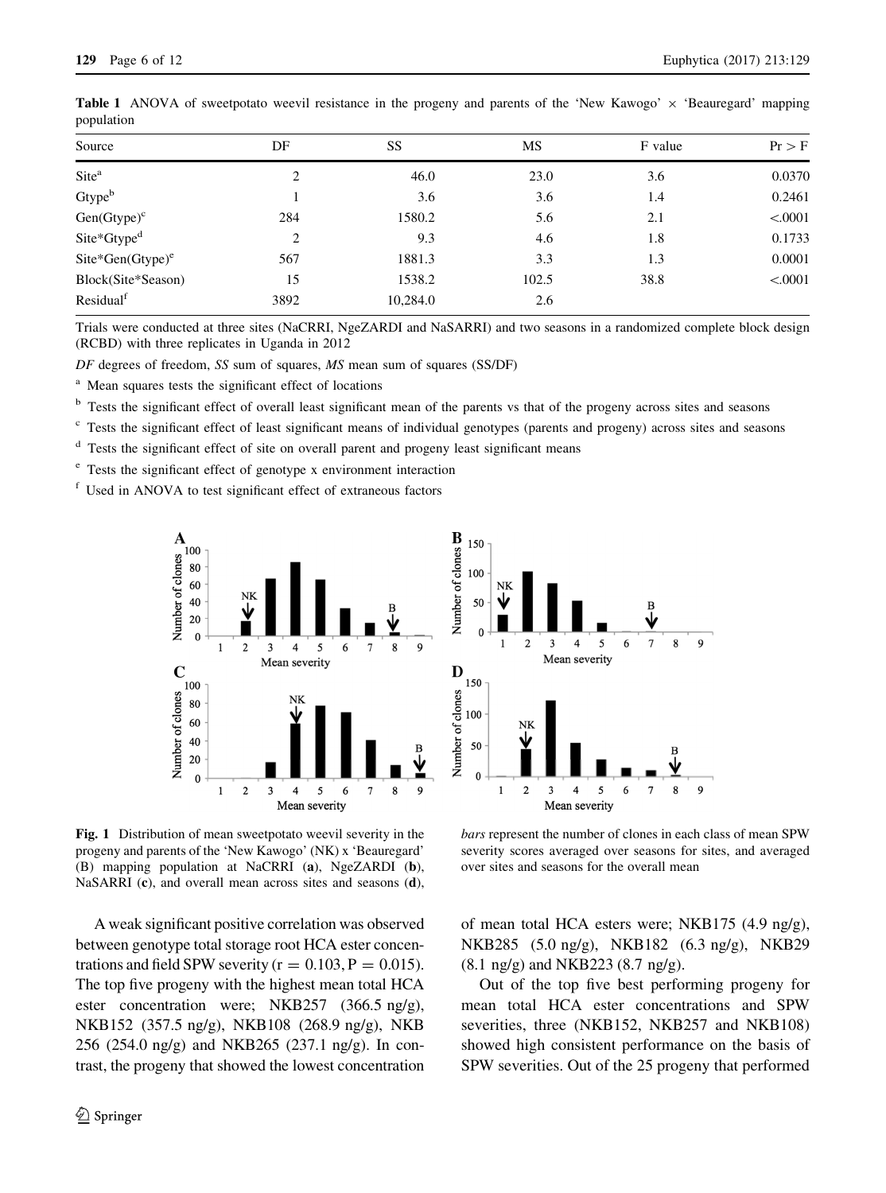**Table 1** ANOVA of sweetpotato weevil resistance in the progeny and parents of the 'New Kawogo' × 'Beauregard' mapping population

| Source | DF | SS | MS | F value | Pr > F |
|---|---|---|---|---|---|
| Site[a] | 2 | 46.0 | 23.0 | 3.6 | 0.0370 |
| Gtype[b] | 1 | 3.6 | 3.6 | 1.4 | 0.2461 |
| Gen(Gtype)[c] | 284 | 1580.2 | 5.6 | 2.1 | <.0001 |
| Site*Gtype[d] | 2 | 9.3 | 4.6 | 1.8 | 0.1733 |
| Site*Gen(Gtype)[e] | 567 | 1881.3 | 3.3 | 1.3 | 0.0001 |
| Block(Site*Season) | 15 | 1538.2 | 102.5 | 38.8 | <.0001 |
| Residual[f] | 3892 | 10,284.0 | 2.6 | | |

Trials were conducted at three sites (NaCRRI, NgeZARDI and NaSARRI) and two seasons in a randomized complete block design (RCBD) with three replicates in Uganda in 2012

*DF* degrees of freedom, *SS* sum of squares, *MS* mean sum of squares (SS/DF)

[a] Mean squares tests the significant effect of locations

[b] Tests the significant effect of overall least significant mean of the parents vs that of the progeny across sites and seasons

[c] Tests the significant effect of least significant means of individual genotypes (parents and progeny) across sites and seasons

[d] Tests the significant effect of site on overall parent and progeny least significant means

[e] Tests the significant effect of genotype x environment interaction

[f] Used in ANOVA to test significant effect of extraneous factors

**Fig. 1** Distribution of mean sweetpotato weevil severity in the progeny and parents of the 'New Kawogo' (NK) x 'Beauregard' (B) mapping population at NaCRRI (**a**), NgeZARDI (**b**), NaSARRI (**c**), and overall mean across sites and seasons (**d**), *bars* represent the number of clones in each class of mean SPW severity scores averaged over seasons for sites, and averaged over sites and seasons for the overall mean

A weak significant positive correlation was observed between genotype total storage root HCA ester concentrations and field SPW severity ($r = 0.103$, $P = 0.015$). The top five progeny with the highest mean total HCA ester concentration were; NKB257 (366.5 ng/g), NKB152 (357.5 ng/g), NKB108 (268.9 ng/g), NKB 256 (254.0 ng/g) and NKB265 (237.1 ng/g). In contrast, the progeny that showed the lowest concentration of mean total HCA esters were; NKB175 (4.9 ng/g), NKB285 (5.0 ng/g), NKB182 (6.3 ng/g), NKB29 (8.1 ng/g) and NKB223 (8.7 ng/g).

Out of the top five best performing progeny for mean total HCA ester concentrations and SPW severities, three (NKB152, NKB257 and NKB108) showed high consistent performance on the basis of SPW severities. Out of the 25 progeny that performed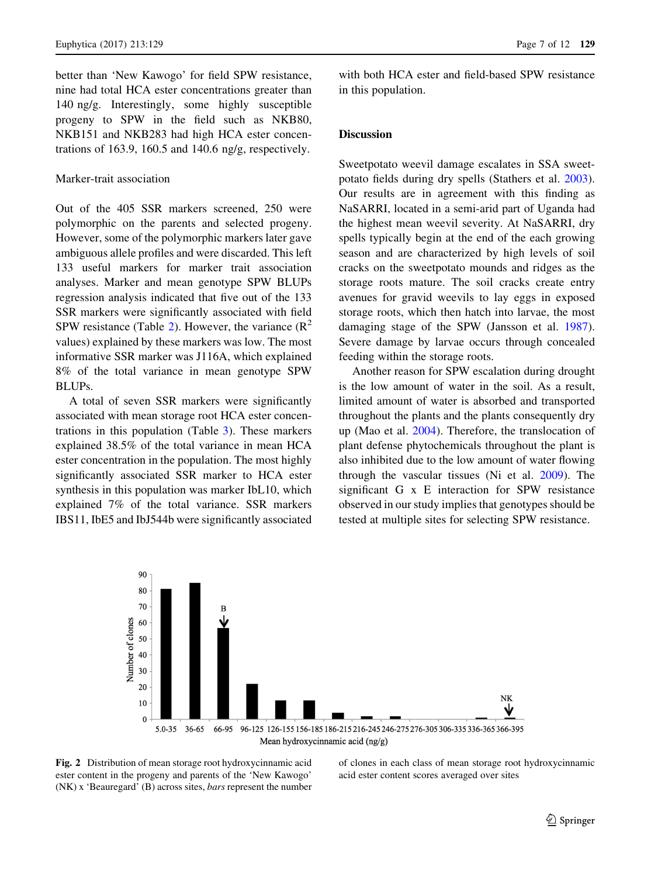better than 'New Kawogo' for field SPW resistance, nine had total HCA ester concentrations greater than 140 ng/g. Interestingly, some highly susceptible progeny to SPW in the field such as NKB80, NKB151 and NKB283 had high HCA ester concentrations of 163.9, 160.5 and 140.6 ng/g, respectively.

## Marker-trait association

Out of the 405 SSR markers screened, 250 were polymorphic on the parents and selected progeny. However, some of the polymorphic markers later gave ambiguous allele profiles and were discarded. This left 133 useful markers for marker trait association analyses. Marker and mean genotype SPW BLUPs regression analysis indicated that five out of the 133 SSR markers were significantly associated with field SPW resistance (Table 2). However, the variance ($R^2$ values) explained by these markers was low. The most informative SSR marker was J116A, which explained 8% of the total variance in mean genotype SPW BLUPs.

A total of seven SSR markers were significantly associated with mean storage root HCA ester concentrations in this population (Table 3). These markers explained 38.5% of the total variance in mean HCA ester concentration in the population. The most highly significantly associated SSR marker to HCA ester synthesis in this population was marker IbL10, which explained 7% of the total variance. SSR markers IBS11, IbE5 and IbJ544b were significantly associated with both HCA ester and field-based SPW resistance in this population.

## Discussion

Sweetpotato weevil damage escalates in SSA sweetpotato fields during dry spells (Stathers et al. 2003). Our results are in agreement with this finding as NaSARRI, located in a semi-arid part of Uganda had the highest mean weevil severity. At NaSARRI, dry spells typically begin at the end of the each growing season and are characterized by high levels of soil cracks on the sweetpotato mounds and ridges as the storage roots mature. The soil cracks create entry avenues for gravid weevils to lay eggs in exposed storage roots, which then hatch into larvae, the most damaging stage of the SPW (Jansson et al. 1987). Severe damage by larvae occurs through concealed feeding within the storage roots.

Another reason for SPW escalation during drought is the low amount of water in the soil. As a result, limited amount of water is absorbed and transported throughout the plants and the plants consequently dry up (Mao et al. 2004). Therefore, the translocation of plant defense phytochemicals throughout the plant is also inhibited due to the low amount of water flowing through the vascular tissues (Ni et al. 2009). The significant G x E interaction for SPW resistance observed in our study implies that genotypes should be tested at multiple sites for selecting SPW resistance.

**Fig. 2** Distribution of mean storage root hydroxycinnamic acid ester content in the progeny and parents of the 'New Kawogo' (NK) x 'Beauregard' (B) across sites, *bars* represent the number of clones in each class of mean storage root hydroxycinnamic acid ester content scores averaged over sites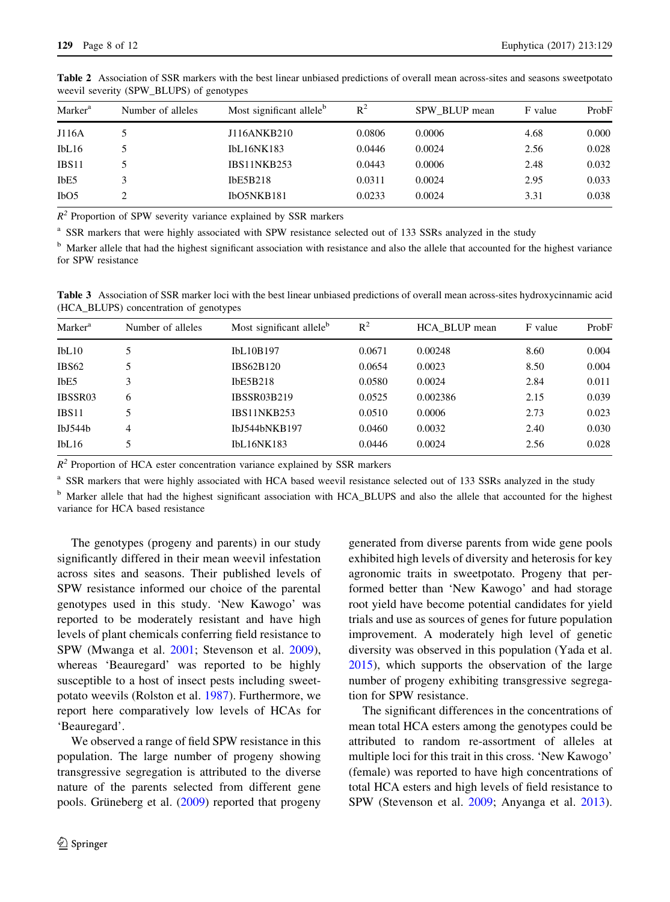**Table 2** Association of SSR markers with the best linear unbiased predictions of overall mean across-sites and seasons sweetpotato weevil severity (SPW_BLUPS) of genotypes

| Marker[a] | Number of alleles | Most significant allele[b] | $R^2$ | SPW_BLUP mean | F value | ProbF |
|---|---|---|---|---|---|---|
| J116A | 5 | J116ANKB210 | 0.0806 | 0.0006 | 4.68 | 0.000 |
| IbL16 | 5 | IbL16NK183 | 0.0446 | 0.0024 | 2.56 | 0.028 |
| IBS11 | 5 | IBS11NKB253 | 0.0443 | 0.0006 | 2.48 | 0.032 |
| IbE5 | 3 | IbE5B218 | 0.0311 | 0.0024 | 2.95 | 0.033 |
| IbO5 | 2 | IbO5NKB181 | 0.0233 | 0.0024 | 3.31 | 0.038 |

$R^2$ Proportion of SPW severity variance explained by SSR markers

[a] SSR markers that were highly associated with SPW resistance selected out of 133 SSRs analyzed in the study

[b] Marker allele that had the highest significant association with resistance and also the allele that accounted for the highest variance for SPW resistance

**Table 3** Association of SSR marker loci with the best linear unbiased predictions of overall mean across-sites hydroxycinnamic acid (HCA_BLUPS) concentration of genotypes

| Marker[a] | Number of alleles | Most significant allele[b] | $R^2$ | HCA_BLUP mean | F value | ProbF |
|---|---|---|---|---|---|---|
| IbL10 | 5 | IbL10B197 | 0.0671 | 0.00248 | 8.60 | 0.004 |
| IBS62 | 5 | IBS62B120 | 0.0654 | 0.0023 | 8.50 | 0.004 |
| IbE5 | 3 | IbE5B218 | 0.0580 | 0.0024 | 2.84 | 0.011 |
| IBSSR03 | 6 | IBSSR03B219 | 0.0525 | 0.002386 | 2.15 | 0.039 |
| IBS11 | 5 | IBS11NKB253 | 0.0510 | 0.0006 | 2.73 | 0.023 |
| IbJ544b | 4 | IbJ544bNKB197 | 0.0460 | 0.0032 | 2.40 | 0.030 |
| IbL16 | 5 | IbL16NK183 | 0.0446 | 0.0024 | 2.56 | 0.028 |

$R^2$ Proportion of HCA ester concentration variance explained by SSR markers

[a] SSR markers that were highly associated with HCA based weevil resistance selected out of 133 SSRs analyzed in the study

[b] Marker allele that had the highest significant association with HCA_BLUPS and also the allele that accounted for the highest variance for HCA based resistance

The genotypes (progeny and parents) in our study significantly differed in their mean weevil infestation across sites and seasons. Their published levels of SPW resistance informed our choice of the parental genotypes used in this study. 'New Kawogo' was reported to be moderately resistant and have high levels of plant chemicals conferring field resistance to SPW (Mwanga et al. 2001; Stevenson et al. 2009), whereas 'Beauregard' was reported to be highly susceptible to a host of insect pests including sweetpotato weevils (Rolston et al. 1987). Furthermore, we report here comparatively low levels of HCAs for 'Beauregard'.

We observed a range of field SPW resistance in this population. The large number of progeny showing transgressive segregation is attributed to the diverse nature of the parents selected from different gene pools. Grüneberg et al. (2009) reported that progeny generated from diverse parents from wide gene pools exhibited high levels of diversity and heterosis for key agronomic traits in sweetpotato. Progeny that performed better than 'New Kawogo' and had storage root yield have become potential candidates for yield trials and use as sources of genes for future population improvement. A moderately high level of genetic diversity was observed in this population (Yada et al. 2015), which supports the observation of the large number of progeny exhibiting transgressive segregation for SPW resistance.

The significant differences in the concentrations of mean total HCA esters among the genotypes could be attributed to random re-assortment of alleles at multiple loci for this trait in this cross. 'New Kawogo' (female) was reported to have high concentrations of total HCA esters and high levels of field resistance to SPW (Stevenson et al. 2009; Anyanga et al. 2013).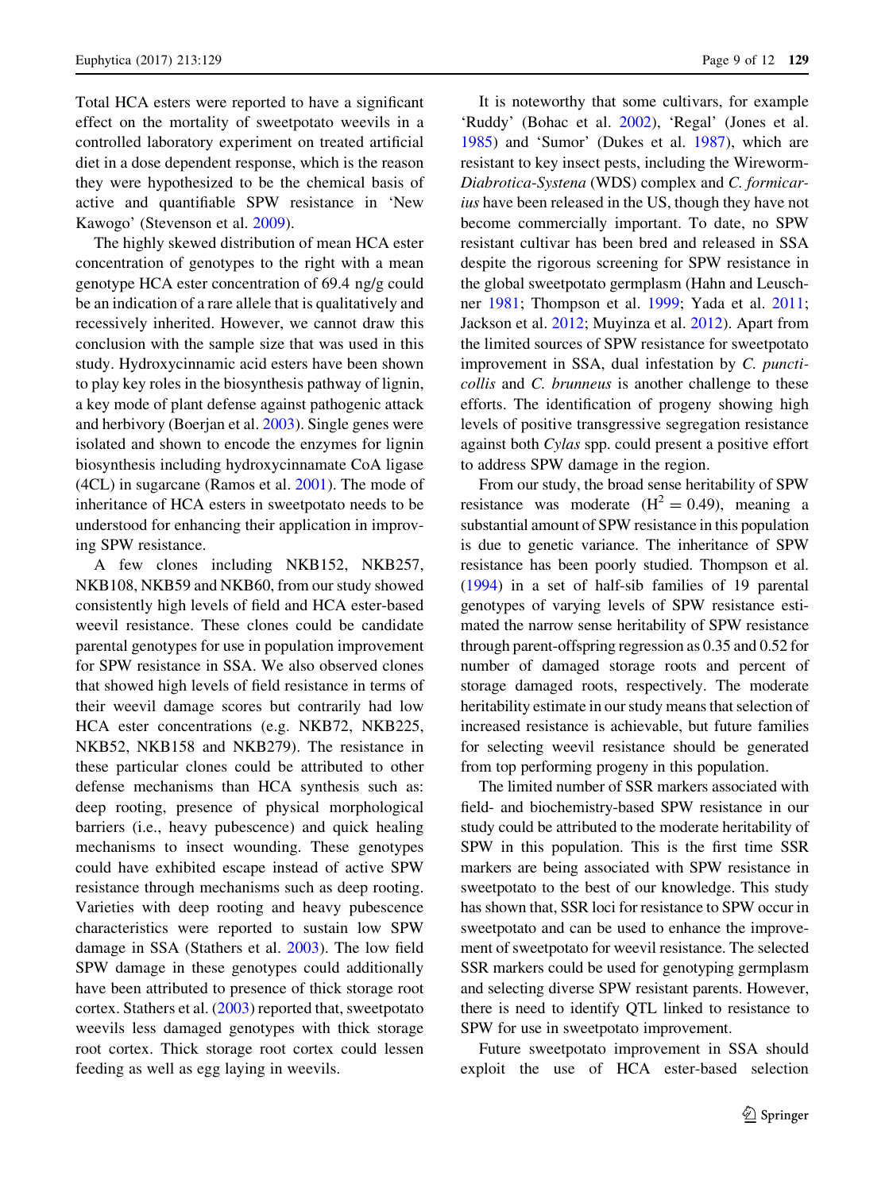Total HCA esters were reported to have a significant effect on the mortality of sweetpotato weevils in a controlled laboratory experiment on treated artificial diet in a dose dependent response, which is the reason they were hypothesized to be the chemical basis of active and quantifiable SPW resistance in 'New Kawogo' (Stevenson et al. 2009).

The highly skewed distribution of mean HCA ester concentration of genotypes to the right with a mean genotype HCA ester concentration of 69.4 ng/g could be an indication of a rare allele that is qualitatively and recessively inherited. However, we cannot draw this conclusion with the sample size that was used in this study. Hydroxycinnamic acid esters have been shown to play key roles in the biosynthesis pathway of lignin, a key mode of plant defense against pathogenic attack and herbivory (Boerjan et al. 2003). Single genes were isolated and shown to encode the enzymes for lignin biosynthesis including hydroxycinnamate CoA ligase (4CL) in sugarcane (Ramos et al. 2001). The mode of inheritance of HCA esters in sweetpotato needs to be understood for enhancing their application in improving SPW resistance.

A few clones including NKB152, NKB257, NKB108, NKB59 and NKB60, from our study showed consistently high levels of field and HCA ester-based weevil resistance. These clones could be candidate parental genotypes for use in population improvement for SPW resistance in SSA. We also observed clones that showed high levels of field resistance in terms of their weevil damage scores but contrarily had low HCA ester concentrations (e.g. NKB72, NKB225, NKB52, NKB158 and NKB279). The resistance in these particular clones could be attributed to other defense mechanisms than HCA synthesis such as: deep rooting, presence of physical morphological barriers (i.e., heavy pubescence) and quick healing mechanisms to insect wounding. These genotypes could have exhibited escape instead of active SPW resistance through mechanisms such as deep rooting. Varieties with deep rooting and heavy pubescence characteristics were reported to sustain low SPW damage in SSA (Stathers et al. 2003). The low field SPW damage in these genotypes could additionally have been attributed to presence of thick storage root cortex. Stathers et al. (2003) reported that, sweetpotato weevils less damaged genotypes with thick storage root cortex. Thick storage root cortex could lessen feeding as well as egg laying in weevils.

It is noteworthy that some cultivars, for example 'Ruddy' (Bohac et al. 2002), 'Regal' (Jones et al. 1985) and 'Sumor' (Dukes et al. 1987), which are resistant to key insect pests, including the Wireworm-*Diabrotica*-*Systena* (WDS) complex and *C. formicarius* have been released in the US, though they have not become commercially important. To date, no SPW resistant cultivar has been bred and released in SSA despite the rigorous screening for SPW resistance in the global sweetpotato germplasm (Hahn and Leuschner 1981; Thompson et al. 1999; Yada et al. 2011; Jackson et al. 2012; Muyinza et al. 2012). Apart from the limited sources of SPW resistance for sweetpotato improvement in SSA, dual infestation by *C. puncticollis* and *C. brunneus* is another challenge to these efforts. The identification of progeny showing high levels of positive transgressive segregation resistance against both *Cylas* spp. could present a positive effort to address SPW damage in the region.

From our study, the broad sense heritability of SPW resistance was moderate ($H^2 = 0.49$), meaning a substantial amount of SPW resistance in this population is due to genetic variance. The inheritance of SPW resistance has been poorly studied. Thompson et al. (1994) in a set of half-sib families of 19 parental genotypes of varying levels of SPW resistance estimated the narrow sense heritability of SPW resistance through parent-offspring regression as 0.35 and 0.52 for number of damaged storage roots and percent of storage damaged roots, respectively. The moderate heritability estimate in our study means that selection of increased resistance is achievable, but future families for selecting weevil resistance should be generated from top performing progeny in this population.

The limited number of SSR markers associated with field- and biochemistry-based SPW resistance in our study could be attributed to the moderate heritability of SPW in this population. This is the first time SSR markers are being associated with SPW resistance in sweetpotato to the best of our knowledge. This study has shown that, SSR loci for resistance to SPW occur in sweetpotato and can be used to enhance the improvement of sweetpotato for weevil resistance. The selected SSR markers could be used for genotyping germplasm and selecting diverse SPW resistant parents. However, there is need to identify QTL linked to resistance to SPW for use in sweetpotato improvement.

Future sweetpotato improvement in SSA should exploit the use of HCA ester-based selection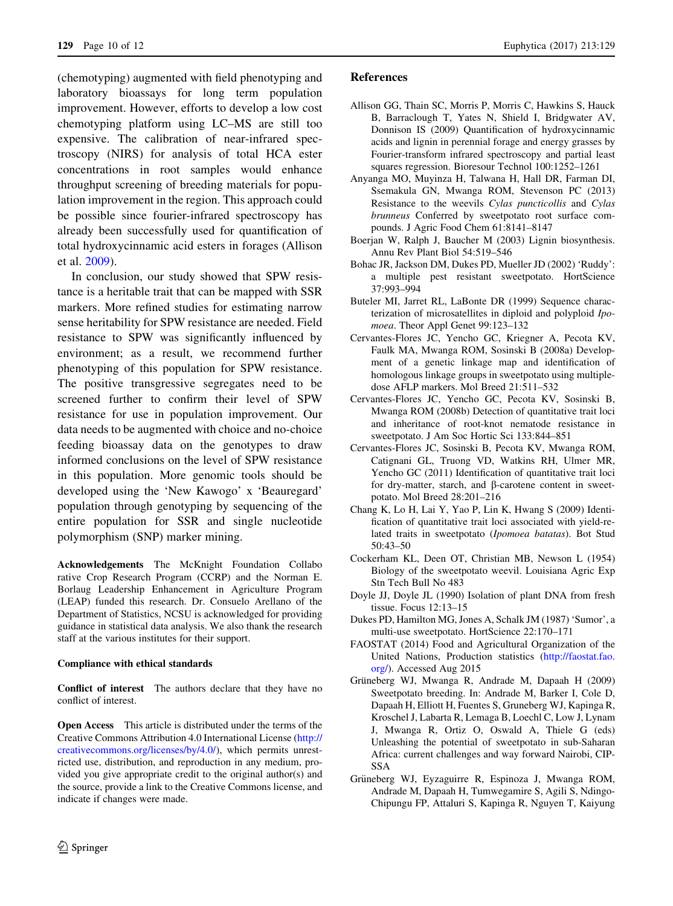(chemotyping) augmented with field phenotyping and laboratory bioassays for long term population improvement. However, efforts to develop a low cost chemotyping platform using LC–MS are still too expensive. The calibration of near-infrared spectroscopy (NIRS) for analysis of total HCA ester concentrations in root samples would enhance throughput screening of breeding materials for population improvement in the region. This approach could be possible since fourier-infrared spectroscopy has already been successfully used for quantification of total hydroxycinnamic acid esters in forages (Allison et al. 2009).

In conclusion, our study showed that SPW resistance is a heritable trait that can be mapped with SSR markers. More refined studies for estimating narrow sense heritability for SPW resistance are needed. Field resistance to SPW was significantly influenced by environment; as a result, we recommend further phenotyping of this population for SPW resistance. The positive transgressive segregates need to be screened further to confirm their level of SPW resistance for use in population improvement. Our data needs to be augmented with choice and no-choice feeding bioassay data on the genotypes to draw informed conclusions on the level of SPW resistance in this population. More genomic tools should be developed using the 'New Kawogo' x 'Beauregard' population through genotyping by sequencing of the entire population for SSR and single nucleotide polymorphism (SNP) marker mining.

**Acknowledgements** The McKnight Foundation Collaborative Crop Research Program (CCRP) and the Norman E. Borlaug Leadership Enhancement in Agriculture Program (LEAP) funded this research. Dr. Consuelo Arellano of the Department of Statistics, NCSU is acknowledged for providing guidance in statistical data analysis. We also thank the research staff at the various institutes for their support.

**Compliance with ethical standards**

**Conflict of interest** The authors declare that they have no conflict of interest.

**Open Access** This article is distributed under the terms of the Creative Commons Attribution 4.0 International License (http://creativecommons.org/licenses/by/4.0/), which permits unrestricted use, distribution, and reproduction in any medium, provided you give appropriate credit to the original author(s) and the source, provide a link to the Creative Commons license, and indicate if changes were made.

## References

Allison GG, Thain SC, Morris P, Morris C, Hawkins S, Hauck B, Barraclough T, Yates N, Shield I, Bridgwater AV, Donnison IS (2009) Quantification of hydroxycinnamic acids and lignin in perennial forage and energy grasses by Fourier-transform infrared spectroscopy and partial least squares regression. Bioresour Technol 100:1252–1261

Anyanga MO, Muyinza H, Talwana H, Hall DR, Farman DI, Ssemakula GN, Mwanga ROM, Stevenson PC (2013) Resistance to the weevils *Cylas puncticollis* and *Cylas brunneus* Conferred by sweetpotato root surface compounds. J Agric Food Chem 61:8141–8147

Boerjan W, Ralph J, Baucher M (2003) Lignin biosynthesis. Annu Rev Plant Biol 54:519–546

Bohac JR, Jackson DM, Dukes PD, Mueller JD (2002) 'Ruddy': a multiple pest resistant sweetpotato. HortScience 37:993–994

Buteler MI, Jarret RL, LaBonte DR (1999) Sequence characterization of microsatellites in diploid and polyploid *Ipomoea*. Theor Appl Genet 99:123–132

Cervantes-Flores JC, Yencho GC, Kriegner A, Pecota KV, Faulk MA, Mwanga ROM, Sosinski B (2008a) Development of a genetic linkage map and identification of homologous linkage groups in sweetpotato using multiple-dose AFLP markers. Mol Breed 21:511–532

Cervantes-Flores JC, Yencho GC, Pecota KV, Sosinski B, Mwanga ROM (2008b) Detection of quantitative trait loci and inheritance of root-knot nematode resistance in sweetpotato. J Am Soc Hortic Sci 133:844–851

Cervantes-Flores JC, Sosinski B, Pecota KV, Mwanga ROM, Catignani GL, Truong VD, Watkins RH, Ulmer MR, Yencho GC (2011) Identification of quantitative trait loci for dry-matter, starch, and β-carotene content in sweetpotato. Mol Breed 28:201–216

Chang K, Lo H, Lai Y, Yao P, Lin K, Hwang S (2009) Identification of quantitative trait loci associated with yield-related traits in sweetpotato (*Ipomoea batatas*). Bot Stud 50:43–50

Cockerham KL, Deen OT, Christian MB, Newson L (1954) Biology of the sweetpotato weevil. Louisiana Agric Exp Stn Tech Bull No 483

Doyle JJ, Doyle JL (1990) Isolation of plant DNA from fresh tissue. Focus 12:13–15

Dukes PD, Hamilton MG, Jones A, Schalk JM (1987) 'Sumor', a multi-use sweetpotato. HortScience 22:170–171

FAOSTAT (2014) Food and Agricultural Organization of the United Nations, Production statistics (http://faostat.fao.org/). Accessed Aug 2015

Grüneberg WJ, Mwanga R, Andrade M, Dapaah H (2009) Sweetpotato breeding. In: Andrade M, Barker I, Cole D, Dapaah H, Elliott H, Fuentes S, Gruneberg WJ, Kapinga R, Kroschel J, Labarta R, Lemaga B, Loechl C, Low J, Lynam J, Mwanga R, Ortiz O, Oswald A, Thiele G (eds) Unleashing the potential of sweetpotato in sub-Saharan Africa: current challenges and way forward Nairobi, CIP-SSA

Grüneberg WJ, Eyzaguirre R, Espinoza J, Mwanga ROM, Andrade M, Dapaah H, Tumwegamire S, Agili S, Ndingo-Chipungu FP, Attaluri S, Kapinga R, Nguyen T, Kaiyung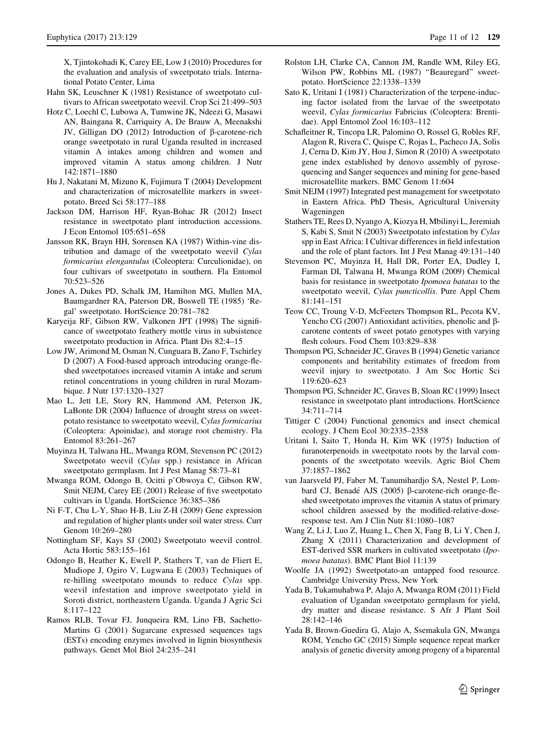X, Tjintokohadi K, Carey EE, Low J (2010) Procedures for the evaluation and analysis of sweetpotato trials. International Potato Center, Lima

Hahn SK, Leuschner K (1981) Resistance of sweetpotato cultivars to African sweetpotato weevil. Crop Sci 21:499–503

Hotz C, Loechl C, Lubowa A, Tumwine JK, Ndeezi G, Masawi AN, Baingana R, Carriquiry A, De Brauw A, Meenakshi JV, Gilligan DO (2012) Introduction of β-carotene-rich orange sweetpotato in rural Uganda resulted in increased vitamin A intakes among children and women and improved vitamin A status among children. J Nutr 142:1871–1880

Hu J, Nakatani M, Mizuno K, Fujimura T (2004) Development and characterization of microsatellite markers in sweetpotato. Breed Sci 58:177–188

Jackson DM, Harrison HF, Ryan-Bohac JR (2012) Insect resistance in sweetpotato plant introduction accessions. J Econ Entomol 105:651–658

Jansson RK, Brayn HH, Sorensen KA (1987) Within-vine distribution and damage of the sweetpotato weevil *Cylas formicarius elengantulus* (Coleoptera: Curculionidae), on four cultivars of sweetpotato in southern. Fla Entomol 70:523–526

Jones A, Dukes PD, Schalk JM, Hamilton MG, Mullen MA, Baumgardner RA, Paterson DR, Boswell TE (1985) 'Regal' sweetpotato. HortScience 20:781–782

Karyeija RF, Gibson RW, Valkonen JPT (1998) The significance of sweetpotato feathery mottle virus in subsistence sweetpotato production in Africa. Plant Dis 82:4–15

Low JW, Arimond M, Osman N, Cunguara B, Zano F, Tschirley D (2007) A Food-based approach introducing orange-fleshed sweetpotatoes increased vitamin A intake and serum retinol concentrations in young children in rural Mozambique. J Nutr 137:1320–1327

Mao L, Jett LE, Story RN, Hammond AM, Peterson JK, LaBonte DR (2004) Influence of drought stress on sweetpotato resistance to sweetpotato weevil, *Cylas formicarius* (Coleoptera: Apoinidae), and storage root chemistry. Fla Entomol 83:261–267

Muyinza H, Talwana HL, Mwanga ROM, Stevenson PC (2012) Sweetpotato weevil (*Cylas* spp.) resistance in African sweetpotato germplasm. Int J Pest Manag 58:73–81

Mwanga ROM, Odongo B, Ocitti p'Obwoya C, Gibson RW, Smit NEJM, Carey EE (2001) Release of five sweetpotato cultivars in Uganda. HortScience 36:385–386

Ni F-T, Chu L-Y, Shao H-B, Liu Z-H (2009) Gene expression and regulation of higher plants under soil water stress. Curr Genom 10:269–280

Nottingham SF, Kays SJ (2002) Sweetpotato weevil control. Acta Hortic 583:155–161

Odongo B, Heather K, Ewell P, Stathers T, van de Fliert E, Mudiope J, Ogiro V, Lugwana E (2003) Techniques of re-hilling sweetpotato mounds to reduce *Cylas* spp. weevil infestation and improve sweetpotato yield in Soroti district, northeastern Uganda. Uganda J Agric Sci 8:117–122

Ramos RLB, Tovar FJ, Junqueira RM, Lino FB, Sachetto-Martins G (2001) Sugarcane expressed sequences tags (ESTs) encoding enzymes involved in lignin biosynthesis pathways. Genet Mol Biol 24:235–241

Rolston LH, Clarke CA, Cannon JM, Randle WM, Riley EG, Wilson PW, Robbins ML (1987) "Beauregard" sweetpotato. HortScience 22:1338–1339

Sato K, Uritani I (1981) Characterization of the terpene-inducing factor isolated from the larvae of the sweetpotato weevil, *Cylas formicarius* Fabricius (Coleoptera: Brentidae). Appl Entomol Zool 16:103–112

Schafleitner R, Tincopa LR, Palomino O, Rossel G, Robles RF, Alagon R, Rivera C, Quispe C, Rojas L, Pacheco JA, Solis J, Cerna D, Kim JY, Hou J, Simon R (2010) A sweetpotato gene index established by denovo assembly of pyrosequencing and Sanger sequences and mining for gene-based microsatellite markers. BMC Genom 11:604

Smit NEJM (1997) Integrated pest management for sweetpotato in Eastern Africa. PhD Thesis, Agricultural University Wageningen

Stathers TE, Rees D, Nyango A, Kiozya H, Mbilinyi L, Jeremiah S, Kabi S, Smit N (2003) Sweetpotato infestation by *Cylas* spp in East Africa: I Cultivar differences in field infestation and the role of plant factors. Int J Pest Manag 49:131–140

Stevenson PC, Muyinza H, Hall DR, Porter EA, Dudley I, Farman DI, Talwana H, Mwanga ROM (2009) Chemical basis for resistance in sweetpotato *Ipomoea batatas* to the sweetpotato weevil, *Cylas puncticollis*. Pure Appl Chem 81:141–151

Teow CC, Troung V-D, McFeeters Thompson RL, Pecota KV, Yencho CG (2007) Antioxidant activities, phenolic and β-carotene contents of sweet potato genotypes with varying flesh colours. Food Chem 103:829–838

Thompson PG, Schneider JC, Graves B (1994) Genetic variance components and heritability estimates of freedom from weevil injury to sweetpotato. J Am Soc Hortic Sci 119:620–623

Thompson PG, Schneider JC, Graves B, Sloan RC (1999) Insect resistance in sweetpotato plant introductions. HortScience 34:711–714

Tittiger C (2004) Functional genomics and insect chemical ecology. J Chem Ecol 30:2335–2358

Uritani I, Saito T, Honda H, Kim WK (1975) Induction of furanoterpenoids in sweetpotato roots by the larval components of the sweetpotato weevils. Agric Biol Chem 37:1857–1862

van Jaarsveld PJ, Faber M, Tanumihardjo SA, Nestel P, Lombard CJ, Benadé AJS (2005) β-carotene-rich orange-fleshed sweetpotato improves the vitamin A status of primary school children assessed by the modified-relative-dose-response test. Am J Clin Nutr 81:1080–1087

Wang Z, Li J, Luo Z, Huang L, Chen X, Fang B, Li Y, Chen J, Zhang X (2011) Characterization and development of EST-derived SSR markers in cultivated sweetpotato (*Ipomoea batatas*). BMC Plant Biol 11:139

Woolfe JA (1992) Sweetpotato-an untapped food resource. Cambridge University Press, New York

Yada B, Tukamuhabwa P, Alajo A, Mwanga ROM (2011) Field evaluation of Ugandan sweetpotato germplasm for yield, dry matter and disease resistance. S Afr J Plant Soil 28:142–146

Yada B, Brown-Guedira G, Alajo A, Ssemakula GN, Mwanga ROM, Yencho GC (2015) Simple sequence repeat marker analysis of genetic diversity among progeny of a biparental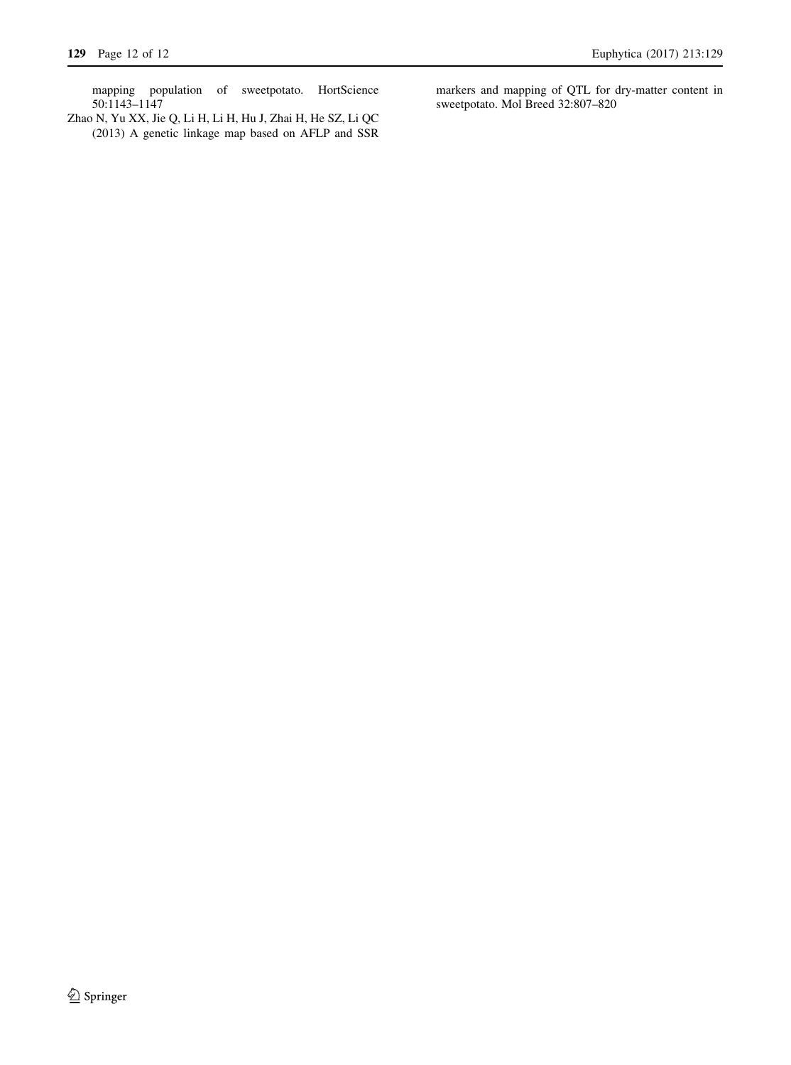mapping population of sweetpotato. HortScience 50:1143–1147

Zhao N, Yu XX, Jie Q, Li H, Li H, Hu J, Zhai H, He SZ, Li QC (2013) A genetic linkage map based on AFLP and SSR markers and mapping of QTL for dry-matter content in sweetpotato. Mol Breed 32:807–820